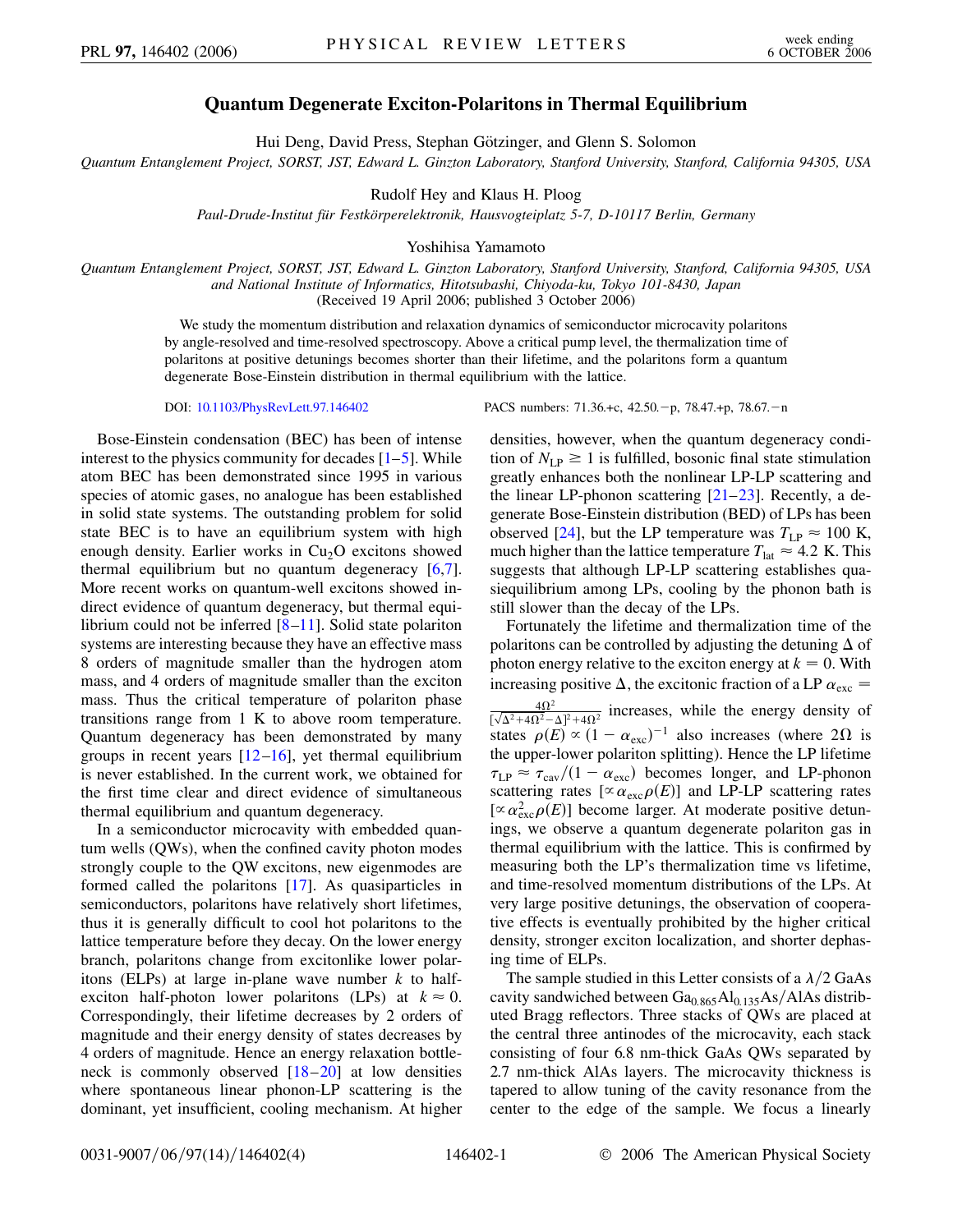# Quantum Degenerate Exciton-Polaritons in Thermal Equilibrium

Hui Deng, David Press, Stephan Götzinger, and Glenn S. Solomon

*Quantum Entanglement Project, SORST, JST, Edward L. Ginzton Laboratory, Stanford University, Stanford, California 94305, USA*

Rudolf Hey and Klaus H. Ploog

*Paul-Drude-Institut für Festkörperelektronik, Hausvogteiplatz 5-7, D-10117 Berlin, Germany*

Yoshihisa Yamamoto

*Quantum Entanglement Project, SORST, JST, Edward L. Ginzton Laboratory, Stanford University, Stanford, California 94305, USA and National Institute of Informatics, Hitotsubashi, Chiyoda-ku, Tokyo 101-8430, Japan*

(Received 19 April 2006; published 3 October 2006)

We study the momentum distribution and relaxation dynamics of semiconductor microcavity polaritons by angle-resolved and time-resolved spectroscopy. Above a critical pump level, the thermalization time of polaritons at positive detunings becomes shorter than their lifetime, and the polaritons form a quantum degenerate Bose-Einstein distribution in thermal equilibrium with the lattice.

DOI: 10.1103/PhysRevLett.97.146402 PACS numbers: 71.36.+c, 42.50.−p, 78.47.+p, 78.67.−n

Bose-Einstein condensation (BEC) has been of intense interest to the physics community for decades [1–5]. While atom BEC has been demonstrated since 1995 in various species of atomic gases, no analogue has been established in solid state systems. The outstanding problem for solid state BEC is to have an equilibrium system with high enough density. Earlier works in $Cu_2O$ excitons showed thermal equilibrium but no quantum degeneracy [6,7]. More recent works on quantum-well excitons showed indirect evidence of quantum degeneracy, but thermal equilibrium could not be inferred [8–11]. Solid state polariton systems are interesting because they have an effective mass 8 orders of magnitude smaller than the hydrogen atom mass, and 4 orders of magnitude smaller than the exciton mass. Thus the critical temperature of polariton phase transitions range from 1 K to above room temperature. Quantum degeneracy has been demonstrated by many groups in recent years [12–16], yet thermal equilibrium is never established. In the current work, we obtained for the first time clear and direct evidence of simultaneous thermal equilibrium and quantum degeneracy.

In a semiconductor microcavity with embedded quantum wells (QWs), when the confined cavity photon modes strongly couple to the QW excitons, new eigenmodes are formed called the polaritons [17]. As quasiparticles in semiconductors, polaritons have relatively short lifetimes, thus it is generally difficult to cool hot polaritons to the lattice temperature before they decay. On the lower energy branch, polaritons change from excitonlike lower polaritons (ELPs) at large in-plane wave number $k$ to half-exciton half-photon lower polaritons (LPs) at $k \approx 0$. Correspondingly, their lifetime decreases by 2 orders of magnitude and their energy density of states decreases by 4 orders of magnitude. Hence an energy relaxation bottleneck is commonly observed [18–20] at low densities where spontaneous linear phonon-LP scattering is the dominant, yet insufficient, cooling mechanism. At higher densities, however, when the quantum degeneracy condition of $N_{\rm LP} \geq 1$ is fulfilled, bosonic final state stimulation greatly enhances both the nonlinear LP-LP scattering and the linear LP-phonon scattering [21–23]. Recently, a degenerate Bose-Einstein distribution (BED) of LPs has been observed [24], but the LP temperature was $T_{\rm LP} \approx 100$ K, much higher than the lattice temperature $T_{\rm lat} \approx 4.2$ K. This suggests that although LP-LP scattering establishes quasiequilibrium among LPs, cooling by the phonon bath is still slower than the decay of the LPs.

Fortunately the lifetime and thermalization time of the polaritons can be controlled by adjusting the detuning $\Delta$ of photon energy relative to the exciton energy at $k = 0$. With increasing positive $\Delta$, the excitonic fraction of a LP $\alpha_{\rm exc} = \frac{4\Omega^2}{[\sqrt{\Delta^2+4\Omega^2}-\Delta]^2+4\Omega^2}$ increases, while the energy density of states $\rho(E) \propto (1-\alpha_{\rm exc})^{-1}$ also increases (where $2\Omega$ is the upper-lower polariton splitting). Hence the LP lifetime $\tau_{\rm LP} \approx \tau_{\rm cav}/(1-\alpha_{\rm exc})$ becomes longer, and LP-phonon scattering rates $[\propto \alpha_{\rm exc}\rho(E)]$ and LP-LP scattering rates $[\propto \alpha_{\rm exc}^2\rho(E)]$ become larger. At moderate positive detunings, we observe a quantum degenerate polariton gas in thermal equilibrium with the lattice. This is confirmed by measuring both the LP's thermalization time vs lifetime, and time-resolved momentum distributions of the LPs. At very large positive detunings, the observation of cooperative effects is eventually prohibited by the higher critical density, stronger exciton localization, and shorter dephasing time of ELPs.

The sample studied in this Letter consists of a $\lambda/2$ GaAs cavity sandwiched between $Ga_{0.865}Al_{0.135}As/AlAs$ distributed Bragg reflectors. Three stacks of QWs are placed at the central three antinodes of the microcavity, each stack consisting of four 6.8 nm-thick GaAs QWs separated by 2.7 nm-thick AlAs layers. The microcavity thickness is tapered to allow tuning of the cavity resonance from the center to the edge of the sample. We focus a linearly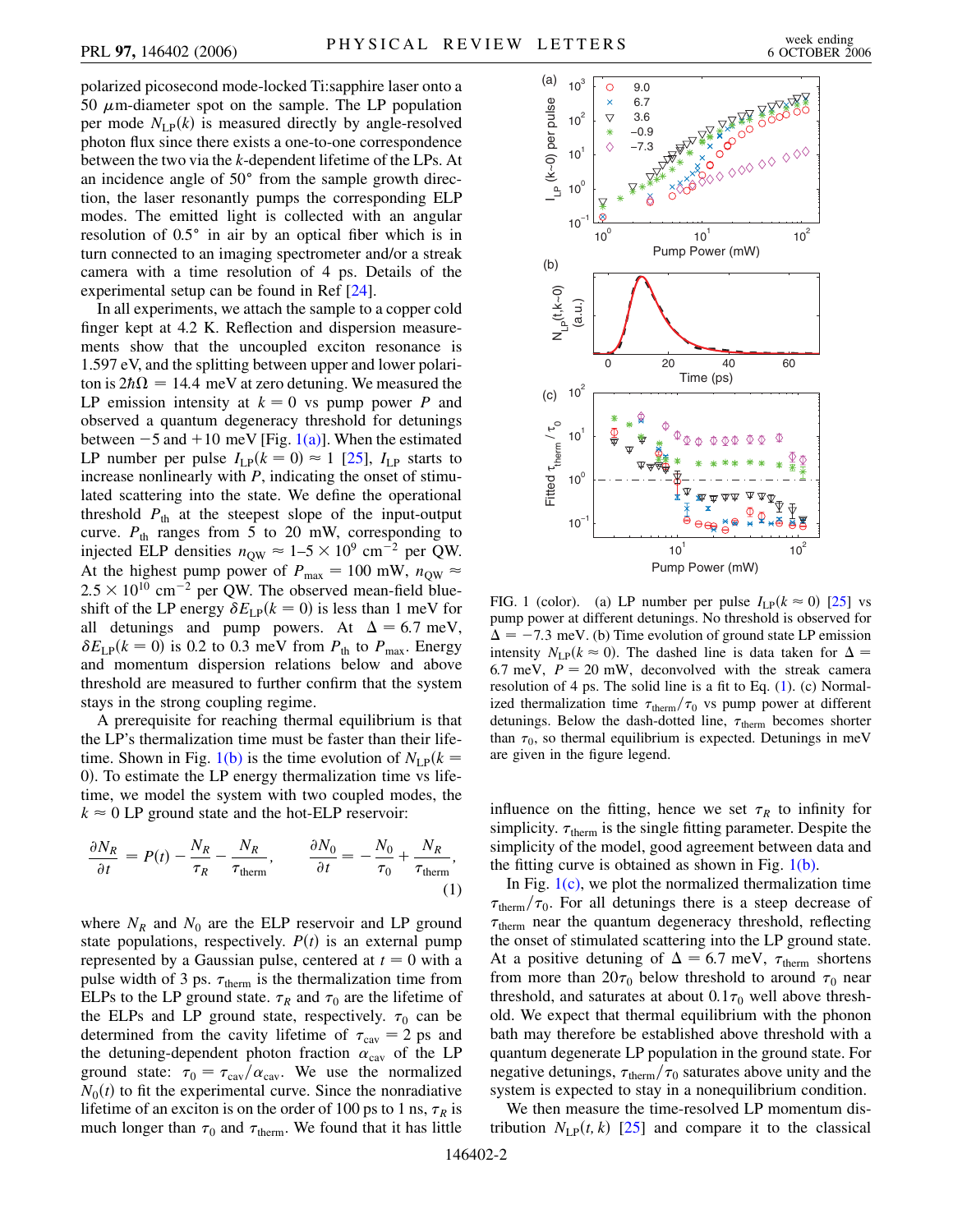polarized picosecond mode-locked Ti:sapphire laser onto a 50 $\mu$m-diameter spot on the sample. The LP population per mode $N_{LP}(k)$ is measured directly by angle-resolved photon flux since there exists a one-to-one correspondence between the two via the $k$-dependent lifetime of the LPs. At an incidence angle of 50° from the sample growth direction, the laser resonantly pumps the corresponding ELP modes. The emitted light is collected with an angular resolution of 0.5° in air by an optical fiber which is in turn connected to an imaging spectrometer and/or a streak camera with a time resolution of 4 ps. Details of the experimental setup can be found in Ref [24].

In all experiments, we attach the sample to a copper cold finger kept at 4.2 K. Reflection and dispersion measurements show that the uncoupled exciton resonance is 1.597 eV, and the splitting between upper and lower polariton is $2\hbar\Omega = 14.4$ meV at zero detuning. We measured the LP emission intensity at $k = 0$ vs pump power $P$ and observed a quantum degeneracy threshold for detunings between $-5$ and $+10$ meV [Fig. 1(a)]. When the estimated LP number per pulse $I_{LP}(k = 0) \approx 1$ [25], $I_{LP}$ starts to increase nonlinearly with $P$, indicating the onset of stimulated scattering into the state. We define the operational threshold $P_{th}$ at the steepest slope of the input-output curve. $P_{th}$ ranges from 5 to 20 mW, corresponding to injected ELP densities $n_{QW} \approx 1$–$5 \times 10^9$ cm$^{-2}$ per QW. At the highest pump power of $P_{max} = 100$ mW, $n_{QW} \approx 2.5 \times 10^{10}$ cm$^{-2}$ per QW. The observed mean-field blueshift of the LP energy $\delta E_{LP}(k = 0)$ is less than 1 meV for all detunings and pump powers. At $\Delta = 6.7$ meV, $\delta E_{LP}(k = 0)$ is 0.2 to 0.3 meV from $P_{th}$ to $P_{max}$. Energy and momentum dispersion relations below and above threshold are measured to further confirm that the system stays in the strong coupling regime.

A prerequisite for reaching thermal equilibrium is that the LP's thermalization time must be faster than their lifetime. Shown in Fig. 1(b) is the time evolution of $N_{LP}(k = 0)$. To estimate the LP energy thermalization time vs lifetime, we model the system with two coupled modes, the $k \approx 0$ LP ground state and the hot-ELP reservoir:

$$\frac{\partial N_R}{\partial t} = P(t) - \frac{N_R}{\tau_R} - \frac{N_R}{\tau_{therm}}, \qquad \frac{\partial N_0}{\partial t} = -\frac{N_0}{\tau_0} + \frac{N_R}{\tau_{therm}}, \tag{1}$$

where $N_R$ and $N_0$ are the ELP reservoir and LP ground state populations, respectively. $P(t)$ is an external pump represented by a Gaussian pulse, centered at $t = 0$ with a pulse width of 3 ps. $\tau_{therm}$ is the thermalization time from ELPs to the LP ground state. $\tau_R$ and $\tau_0$ are the lifetime of the ELPs and LP ground state, respectively. $\tau_0$ can be determined from the cavity lifetime of $\tau_{cav} = 2$ ps and the detuning-dependent photon fraction $\alpha_{cav}$ of the LP ground state: $\tau_0 = \tau_{cav}/\alpha_{cav}$. We use the normalized $N_0(t)$ to fit the experimental curve. Since the nonradiative lifetime of an exciton is on the order of 100 ps to 1 ns, $\tau_R$ is much longer than $\tau_0$ and $\tau_{therm}$. We found that it has little influence on the fitting, hence we set $\tau_R$ to infinity for simplicity. $\tau_{therm}$ is the single fitting parameter. Despite the simplicity of the model, good agreement between data and the fitting curve is obtained as shown in Fig. 1(b).

FIG. 1 (color). (a) LP number per pulse $I_{LP}(k \approx 0)$ [25] vs pump power at different detunings. No threshold is observed for $\Delta = -7.3$ meV. (b) Time evolution of ground state LP emission intensity $N_{LP}(k \approx 0)$. The dashed line is data taken for $\Delta = 6.7$ meV, $P = 20$ mW, deconvolved with the streak camera resolution of 4 ps. The solid line is a fit to Eq. (1). (c) Normalized thermalization time $\tau_{therm}/\tau_0$ vs pump power at different detunings. Below the dash-dotted line, $\tau_{therm}$ becomes shorter than $\tau_0$, so thermal equilibrium is expected. Detunings in meV are given in the figure legend.

In Fig. 1(c), we plot the normalized thermalization time $\tau_{therm}/\tau_0$. For all detunings there is a steep decrease of $\tau_{therm}$ near the quantum degeneracy threshold, reflecting the onset of stimulated scattering into the LP ground state. At a positive detuning of $\Delta = 6.7$ meV, $\tau_{therm}$ shortens from more than $20\tau_0$ below threshold to around $\tau_0$ near threshold, and saturates at about $0.1\tau_0$ well above threshold. We expect that thermal equilibrium with the phonon bath may therefore be established above threshold with a quantum degenerate LP population in the ground state. For negative detunings, $\tau_{therm}/\tau_0$ saturates above unity and the system is expected to stay in a nonequilibrium condition.

We then measure the time-resolved LP momentum distribution $N_{LP}(t, k)$ [25] and compare it to the classical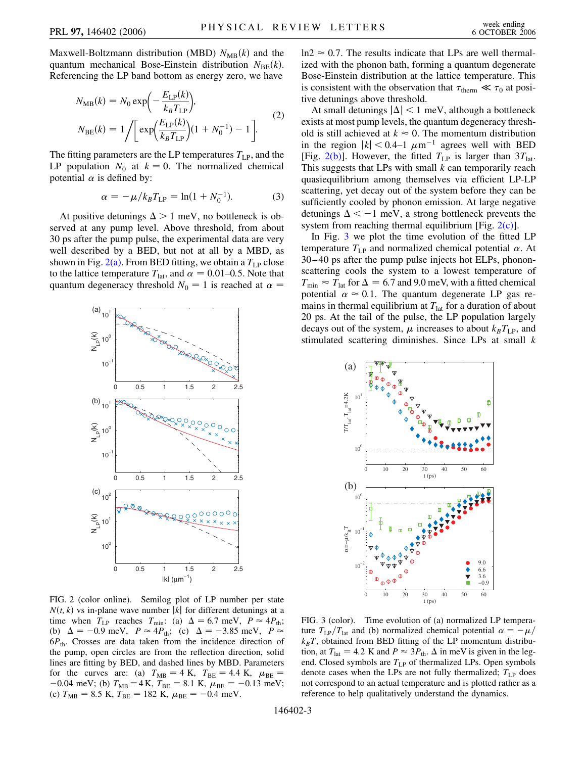Maxwell-Boltzmann distribution (MBD) $N_{\rm MB}(k)$ and the quantum mechanical Bose-Einstein distribution $N_{\rm BE}(k)$. Referencing the LP band bottom as energy zero, we have

$$N_{\rm MB}(k) = N_0 \exp\left(-\frac{E_{\rm LP}(k)}{k_B T_{\rm LP}}\right),$$
$$N_{\rm BE}(k) = 1\bigg/\left[\exp\left(\frac{E_{\rm LP}(k)}{k_B T_{\rm LP}}\right)(1+N_0^{-1}) - 1\right]. \tag{2}$$

The fitting parameters are the LP temperatures $T_{\rm LP}$, and the LP population $N_0$ at $k = 0$. The normalized chemical potential $\alpha$ is defined by:

$$\alpha = -\mu/k_B T_{\rm LP} = \ln(1 + N_0^{-1}). \tag{3}$$

At positive detunings $\Delta > 1$ meV, no bottleneck is observed at any pump level. Above threshold, from about 30 ps after the pump pulse, the experimental data are very well described by a BED, but not at all by a MBD, as shown in Fig. 2(a). From BED fitting, we obtain a $T_{\rm LP}$ close to the lattice temperature $T_{\rm lat}$, and $\alpha = 0.01$–$0.5$. Note that quantum degeneracy threshold $N_0 = 1$ is reached at $\alpha = \ln 2 \approx 0.7$. The results indicate that LPs are well thermalized with the phonon bath, forming a quantum degenerate Bose-Einstein distribution at the lattice temperature. This is consistent with the observation that $\tau_{\rm therm} \ll \tau_0$ at positive detunings above threshold.

At small detunings $|\Delta| < 1$ meV, although a bottleneck exists at most pump levels, the quantum degeneracy threshold is still achieved at $k \approx 0$. The momentum distribution in the region $|k| < 0.4$–$1\ \mu\text{m}^{-1}$ agrees well with BED [Fig. 2(b)]. However, the fitted $T_{\rm LP}$ is larger than $3T_{\rm lat}$. This suggests that LPs with small $k$ can temporarily reach quasiequilibrium among themselves via efficient LP-LP scattering, yet decay out of the system before they can be sufficiently cooled by phonon emission. At large negative detunings $\Delta < -1$ meV, a strong bottleneck prevents the system from reaching thermal equilibrium [Fig. 2(c)].

In Fig. 3 we plot the time evolution of the fitted LP temperature $T_{\rm LP}$ and normalized chemical potential $\alpha$. At 30–40 ps after the pump pulse injects hot ELPs, phonon-scattering cools the system to a lowest temperature of $T_{\rm min} \approx T_{\rm lat}$ for $\Delta = 6.7$ and $9.0$ meV, with a fitted chemical potential $\alpha \approx 0.1$. The quantum degenerate LP gas remains in thermal equilibrium at $T_{\rm lat}$ for a duration of about 20 ps. At the tail of the pulse, the LP population largely decays out of the system, $\mu$ increases to about $k_B T_{\rm LP}$, and stimulated scattering diminishes. Since LPs at small $k$

FIG. 2 (color online). Semilog plot of LP number per state $N(t, k)$ vs in-plane wave number $|k|$ for different detunings at a time when $T_{\rm LP}$ reaches $T_{\rm min}$: (a) $\Delta = 6.7$ meV, $P \approx 4P_{\rm th}$; (b) $\Delta = -0.9$ meV, $P \approx 4P_{\rm th}$; (c) $\Delta = -3.85$ meV, $P \approx 6P_{\rm th}$. Crosses are data taken from the incidence direction of the pump, open circles are from the reflection direction, solid lines are fitting by BED, and dashed lines by MBD. Parameters for the curves are: (a) $T_{\rm MB} = 4$ K, $T_{\rm BE} = 4.4$ K, $\mu_{\rm BE} = -0.04$ meV; (b) $T_{\rm MB} = 4$ K, $T_{\rm BE} = 8.1$ K, $\mu_{\rm BE} = -0.13$ meV; (c) $T_{\rm MB} = 8.5$ K, $T_{\rm BE} = 182$ K, $\mu_{\rm BE} = -0.4$ meV.

FIG. 3 (color). Time evolution of (a) normalized LP temperature $T_{\rm LP}/T_{\rm lat}$ and (b) normalized chemical potential $\alpha = -\mu/k_B T$, obtained from BED fitting of the LP momentum distribution, at $T_{\rm lat} = 4.2$ K and $P \approx 3P_{\rm th}$. $\Delta$ in meV is given in the legend. Closed symbols are $T_{\rm LP}$ of thermalized LPs. Open symbols denote cases when the LPs are not fully thermalized; $T_{\rm LP}$ does not correspond to an actual temperature and is plotted rather as a reference to help qualitatively understand the dynamics.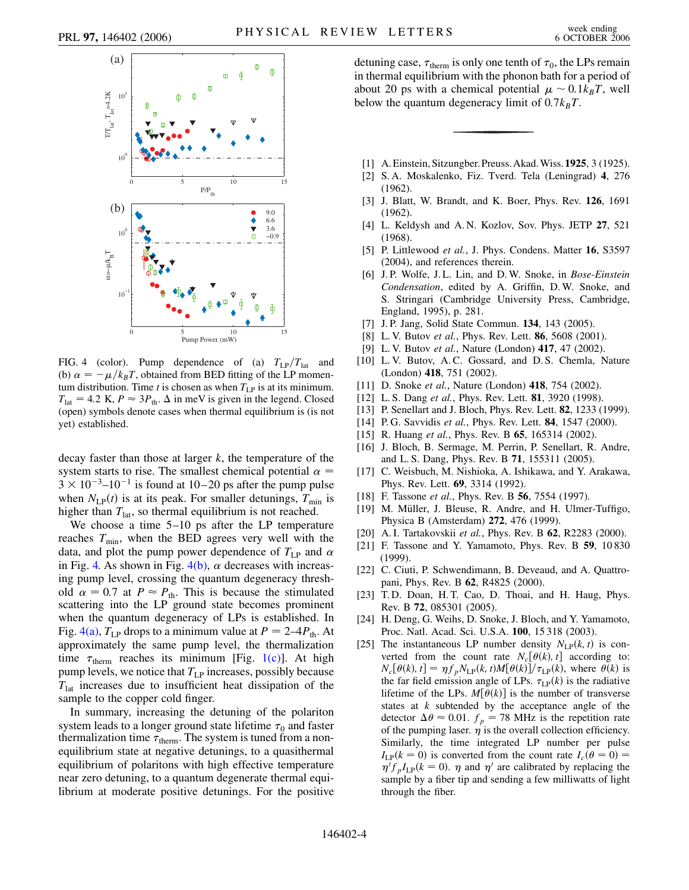(a)

$T/T_{lat}$, $T_{lat}$=4.2K

$10^1$

$10^0$

0 5 10 15

$P/P_{th}$

(b)

9.0
6.6
3.6
−0.9

$\alpha=-\mu/k_BT$

$10^0$

$10^{-1}$

0 5 10 15

Pump Power (mW)

FIG. 4 (color). Pump dependence of (a) $T_{LP}/T_{lat}$ and (b) $\alpha = -\mu/k_BT$, obtained from BED fitting of the LP momentum distribution. Time $t$ is chosen as when $T_{LP}$ is at its minimum. $T_{lat} = 4.2$ K, $P \approx 3P_{th}$. $\Delta$ in meV is given in the legend. Closed (open) symbols denote cases when thermal equilibrium is (is not yet) established.

decay faster than those at larger $k$, the temperature of the system starts to rise. The smallest chemical potential $\alpha = 3 \times 10^{-3}$–$10^{-1}$ is found at 10–20 ps after the pump pulse when $N_{LP}(t)$ is at its peak. For smaller detunings, $T_{min}$ is higher than $T_{lat}$, so thermal equilibrium is not reached.

We choose a time 5–10 ps after the LP temperature reaches $T_{min}$, when the BED agrees very well with the data, and plot the pump power dependence of $T_{LP}$ and $\alpha$ in Fig. 4. As shown in Fig. 4(b), $\alpha$ decreases with increasing pump level, crossing the quantum degeneracy threshold $\alpha = 0.7$ at $P \approx P_{th}$. This is because the stimulated scattering into the LP ground state becomes prominent when the quantum degeneracy of LPs is established. In Fig. 4(a), $T_{LP}$ drops to a minimum value at $P = 2$–$4P_{th}$. At approximately the same pump level, the thermalization time $\tau_{therm}$ reaches its minimum [Fig. 1(c)]. At high pump levels, we notice that $T_{LP}$ increases, possibly because $T_{lat}$ increases due to insufficient heat dissipation of the sample to the copper cold finger.

In summary, increasing the detuning of the polariton system leads to a longer ground state lifetime $\tau_0$ and faster thermalization time $\tau_{therm}$. The system is tuned from a nonequilibrium state at negative detunings, to a quasithermal equilibrium of polaritons with high effective temperature near zero detuning, to a quantum degenerate thermal equilibrium at moderate positive detunings. For the positive detuning case, $\tau_{therm}$ is only one tenth of $\tau_0$, the LPs remain in thermal equilibrium with the phonon bath for a period of about 20 ps with a chemical potential $\mu \sim 0.1k_BT$, well below the quantum degeneracy limit of $0.7k_BT$.

---

[1] A. Einstein, Sitzungber. Preuss. Akad. Wiss. **1925**, 3 (1925).

[2] S. A. Moskalenko, Fiz. Tverd. Tela (Leningrad) **4**, 276 (1962).

[3] J. Blatt, W. Brandt, and K. Boer, Phys. Rev. **126**, 1691 (1962).

[4] L. Keldysh and A. N. Kozlov, Sov. Phys. JETP **27**, 521 (1968).

[5] P. Littlewood *et al.*, J. Phys. Condens. Matter **16**, S3597 (2004), and references therein.

[6] J. P. Wolfe, J. L. Lin, and D. W. Snoke, in *Bose-Einstein Condensation*, edited by A. Griffin, D. W. Snoke, and S. Stringari (Cambridge University Press, Cambridge, England, 1995), p. 281.

[7] J. P. Jang, Solid State Commun. **134**, 143 (2005).

[8] L. V. Butov *et al.*, Phys. Rev. Lett. **86**, 5608 (2001).

[9] L. V. Butov *et al.*, Nature (London) **417**, 47 (2002).

[10] L. V. Butov, A. C. Gossard, and D. S. Chemla, Nature (London) **418**, 751 (2002).

[11] D. Snoke *et al.*, Nature (London) **418**, 754 (2002).

[12] L. S. Dang *et al.*, Phys. Rev. Lett. **81**, 3920 (1998).

[13] P. Senellart and J. Bloch, Phys. Rev. Lett. **82**, 1233 (1999).

[14] P. G. Savvidis *et al.*, Phys. Rev. Lett. **84**, 1547 (2000).

[15] R. Huang *et al.*, Phys. Rev. B **65**, 165314 (2002).

[16] J. Bloch, B. Sermage, M. Perrin, P. Senellart, R. Andre, and L. S. Dang, Phys. Rev. B **71**, 155311 (2005).

[17] C. Weisbuch, M. Nishioka, A. Ishikawa, and Y. Arakawa, Phys. Rev. Lett. **69**, 3314 (1992).

[18] F. Tassone *et al.*, Phys. Rev. B **56**, 7554 (1997).

[19] M. Müller, J. Bleuse, R. Andre, and H. Ulmer-Tuffigo, Physica B (Amsterdam) **272**, 476 (1999).

[20] A. I. Tartakovskii *et al.*, Phys. Rev. B **62**, R2283 (2000).

[21] F. Tassone and Y. Yamamoto, Phys. Rev. B **59**, 10 830 (1999).

[22] C. Ciuti, P. Schwendimann, B. Deveaud, and A. Quattropani, Phys. Rev. B **62**, R4825 (2000).

[23] T. D. Doan, H. T. Cao, D. Thoai, and H. Haug, Phys. Rev. B **72**, 085301 (2005).

[24] H. Deng, G. Weihs, D. Snoke, J. Bloch, and Y. Yamamoto, Proc. Natl. Acad. Sci. U.S.A. **100**, 15 318 (2003).

[25] The instantaneous LP number density $N_{LP}(k, t)$ is converted from the count rate $N_c[\theta(k), t]$ according to: $N_c[\theta(k), t] = \eta f_p N_{LP}(k, t) M[\theta(k)]/\tau_{LP}(k)$, where $\theta(k)$ is the far field emission angle of LPs. $\tau_{LP}(k)$ is the radiative lifetime of the LPs. $M[\theta(k)]$ is the number of transverse states at $k$ subtended by the acceptance angle of the detector $\Delta\theta \approx 0.01$. $f_p = 78$ MHz is the repetition rate of the pumping laser. $\eta$ is the overall collection efficiency. Similarly, the time integrated LP number per pulse $I_{LP}(k = 0)$ is converted from the count rate $I_c(\theta = 0) = \eta' f_p I_{LP}(k = 0)$. $\eta$ and $\eta'$ are calibrated by replacing the sample by a fiber tip and sending a few milliwatts of light through the fiber.